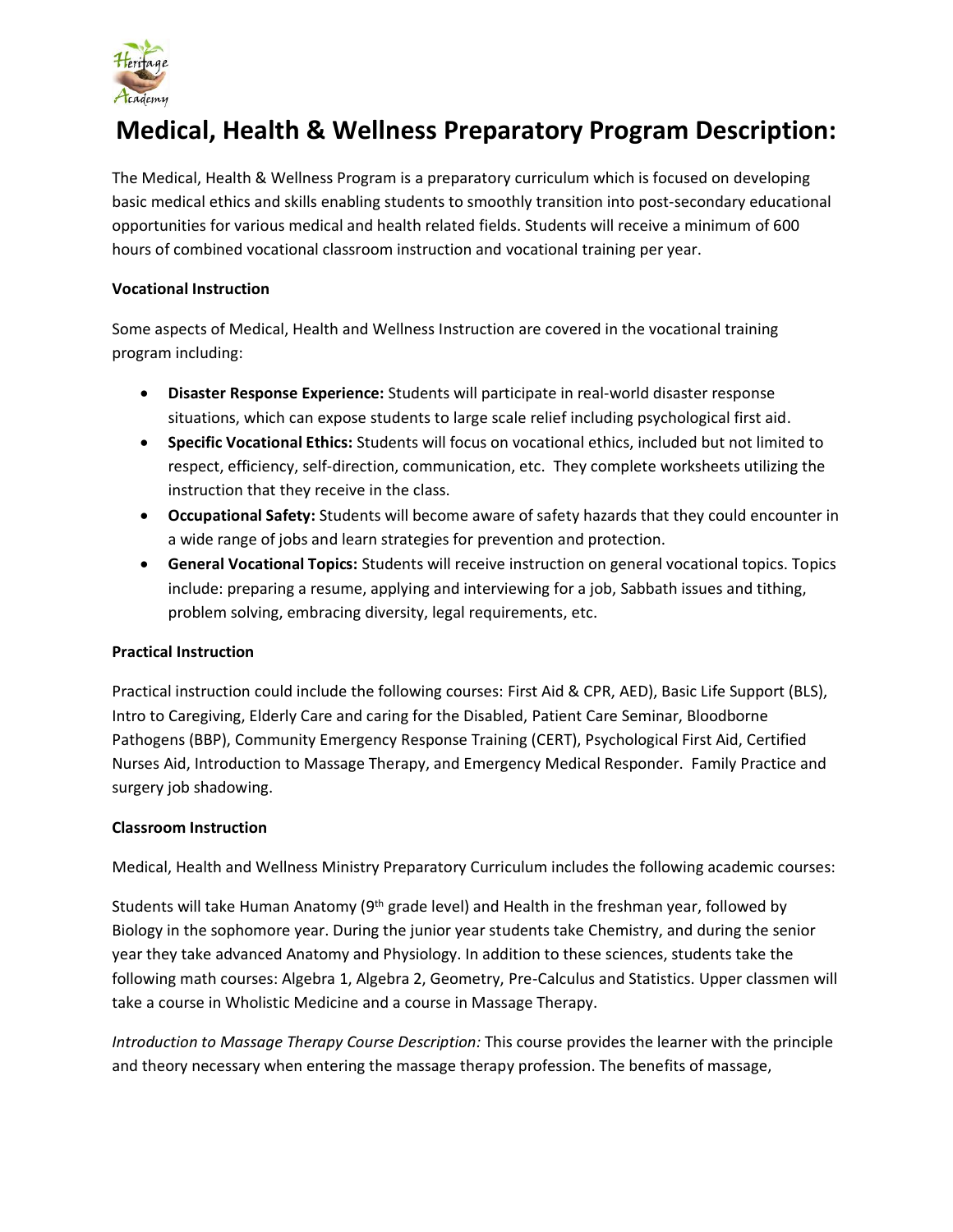# Medical, Health & Wellness Preparatory Program Description:

The Medical, Health & Wellness Program is a preparatory curriculum which is focused on developing basic medical ethics and skills enabling students to smoothly transition into post-secondary educational opportunities for various medical and health related fields. Students will receive a minimum of 600 hours of combined vocational classroom instruction and vocational training per year.

**Vocational Instruction**

Some aspects of Medical, Health and Wellness Instruction are covered in the vocational training program including:

- **Disaster Response Experience:** Students will participate in real-world disaster response situations, which can expose students to large scale relief including psychological first aid.
- **Specific Vocational Ethics:** Students will focus on vocational ethics, included but not limited to respect, efficiency, self-direction, communication, etc. They complete worksheets utilizing the instruction that they receive in the class.
- **Occupational Safety:** Students will become aware of safety hazards that they could encounter in a wide range of jobs and learn strategies for prevention and protection.
- **General Vocational Topics:** Students will receive instruction on general vocational topics. Topics include: preparing a resume, applying and interviewing for a job, Sabbath issues and tithing, problem solving, embracing diversity, legal requirements, etc.

**Practical Instruction**

Practical instruction could include the following courses: First Aid & CPR, AED), Basic Life Support (BLS), Intro to Caregiving, Elderly Care and caring for the Disabled, Patient Care Seminar, Bloodborne Pathogens (BBP), Community Emergency Response Training (CERT), Psychological First Aid, Certified Nurses Aid, Introduction to Massage Therapy, and Emergency Medical Responder. Family Practice and surgery job shadowing.

**Classroom Instruction**

Medical, Health and Wellness Ministry Preparatory Curriculum includes the following academic courses:

Students will take Human Anatomy (9th grade level) and Health in the freshman year, followed by Biology in the sophomore year. During the junior year students take Chemistry, and during the senior year they take advanced Anatomy and Physiology. In addition to these sciences, students take the following math courses: Algebra 1, Algebra 2, Geometry, Pre-Calculus and Statistics. Upper classmen will take a course in Wholistic Medicine and a course in Massage Therapy.

*Introduction to Massage Therapy Course Description:* This course provides the learner with the principle and theory necessary when entering the massage therapy profession. The benefits of massage,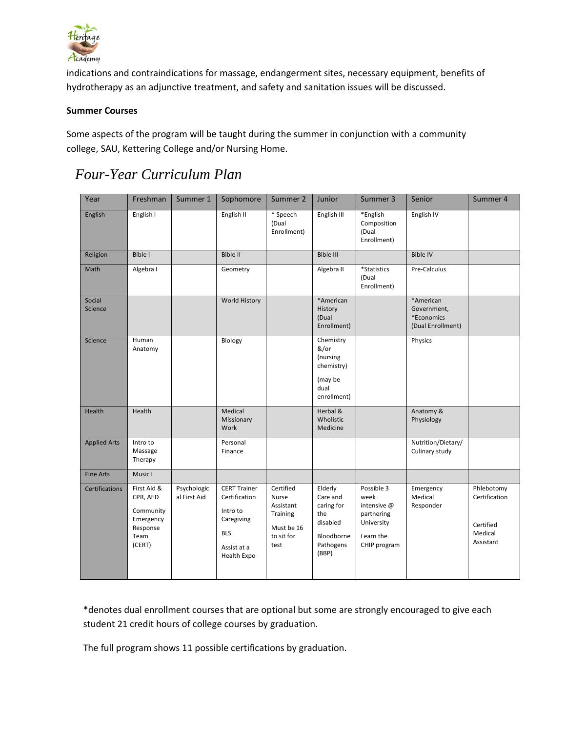indications and contraindications for massage, endangerment sites, necessary equipment, benefits of hydrotherapy as an adjunctive treatment, and safety and sanitation issues will be discussed.

**Summer Courses**

Some aspects of the program will be taught during the summer in conjunction with a community college, SAU, Kettering College and/or Nursing Home.

# *Four-Year Curriculum Plan*

| Year | Freshman | Summer 1 | Sophomore | Summer 2 | Junior | Summer 3 | Senior | Summer 4 |
|---|---|---|---|---|---|---|---|---|
| English | English I | | English II | * Speech (Dual Enrollment) | English III | *English Composition (Dual Enrollment) | English IV | |
| Religion | Bible I | | Bible II | | Bible III | | Bible IV | |
| Math | Algebra I | | Geometry | | Algebra II | *Statistics (Dual Enrollment) | Pre-Calculus | |
| Social Science | | | World History | | *American History (Dual Enrollment) | | *American Government, *Economics (Dual Enrollment) | |
| Science | Human Anatomy | | Biology | | Chemistry &/or (nursing chemistry) (may be dual enrollment) | | Physics | |
| Health | Health | | Medical Missionary Work | | Herbal & Wholistic Medicine | | Anatomy & Physiology | |
| Applied Arts | Intro to Massage Therapy | | Personal Finance | | | | Nutrition/Dietary/ Culinary study | |
| Fine Arts | Music I | | | | | | | |
| Certifications | First Aid & CPR, AED<br><br>Community Emergency Response Team (CERT) | Psychological First Aid | CERT Trainer Certification<br><br>Intro to Caregiving<br><br>BLS<br><br>Assist at a Health Expo | Certified Nurse Assistant Training<br><br>Must be 16 to sit for test | Elderly Care and caring for the disabled<br><br>Bloodborne Pathogens (BBP) | Possible 3 week intensive @ partnering University<br><br>Learn the CHIP program | Emergency Medical Responder | Phlebotomy Certification<br><br>Certified Medical Assistant |

*denotes dual enrollment courses that are optional but some are strongly encouraged to give each student 21 credit hours of college courses by graduation.

The full program shows 11 possible certifications by graduation.